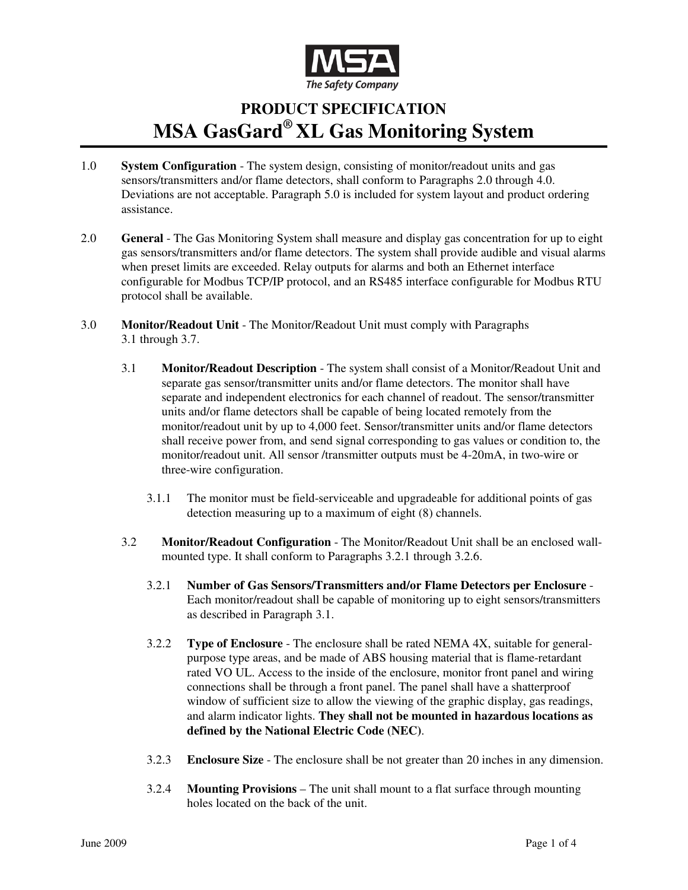# PRODUCT SPECIFICATION

# MSA GasGard® XL Gas Monitoring System

1.0 **System Configuration** - The system design, consisting of monitor/readout units and gas sensors/transmitters and/or flame detectors, shall conform to Paragraphs 2.0 through 4.0. Deviations are not acceptable. Paragraph 5.0 is included for system layout and product ordering assistance.

2.0 **General** - The Gas Monitoring System shall measure and display gas concentration for up to eight gas sensors/transmitters and/or flame detectors. The system shall provide audible and visual alarms when preset limits are exceeded. Relay outputs for alarms and both an Ethernet interface configurable for Modbus TCP/IP protocol, and an RS485 interface configurable for Modbus RTU protocol shall be available.

3.0 **Monitor/Readout Unit** - The Monitor/Readout Unit must comply with Paragraphs 3.1 through 3.7.

3.1 **Monitor/Readout Description** - The system shall consist of a Monitor/Readout Unit and separate gas sensor/transmitter units and/or flame detectors. The monitor shall have separate and independent electronics for each channel of readout. The sensor/transmitter units and/or flame detectors shall be capable of being located remotely from the monitor/readout unit by up to 4,000 feet. Sensor/transmitter units and/or flame detectors shall receive power from, and send signal corresponding to gas values or condition to, the monitor/readout unit. All sensor /transmitter outputs must be 4-20mA, in two-wire or three-wire configuration.

3.1.1 The monitor must be field-serviceable and upgradeable for additional points of gas detection measuring up to a maximum of eight (8) channels.

3.2 **Monitor/Readout Configuration** - The Monitor/Readout Unit shall be an enclosed wall-mounted type. It shall conform to Paragraphs 3.2.1 through 3.2.6.

3.2.1 **Number of Gas Sensors/Transmitters and/or Flame Detectors per Enclosure** - Each monitor/readout shall be capable of monitoring up to eight sensors/transmitters as described in Paragraph 3.1.

3.2.2 **Type of Enclosure** - The enclosure shall be rated NEMA 4X, suitable for general-purpose type areas, and be made of ABS housing material that is flame-retardant rated VO UL. Access to the inside of the enclosure, monitor front panel and wiring connections shall be through a front panel. The panel shall have a shatterproof window of sufficient size to allow the viewing of the graphic display, gas readings, and alarm indicator lights. **They shall not be mounted in hazardous locations as defined by the National Electric Code (NEC)**.

3.2.3 **Enclosure Size** - The enclosure shall be not greater than 20 inches in any dimension.

3.2.4 **Mounting Provisions** – The unit shall mount to a flat surface through mounting holes located on the back of the unit.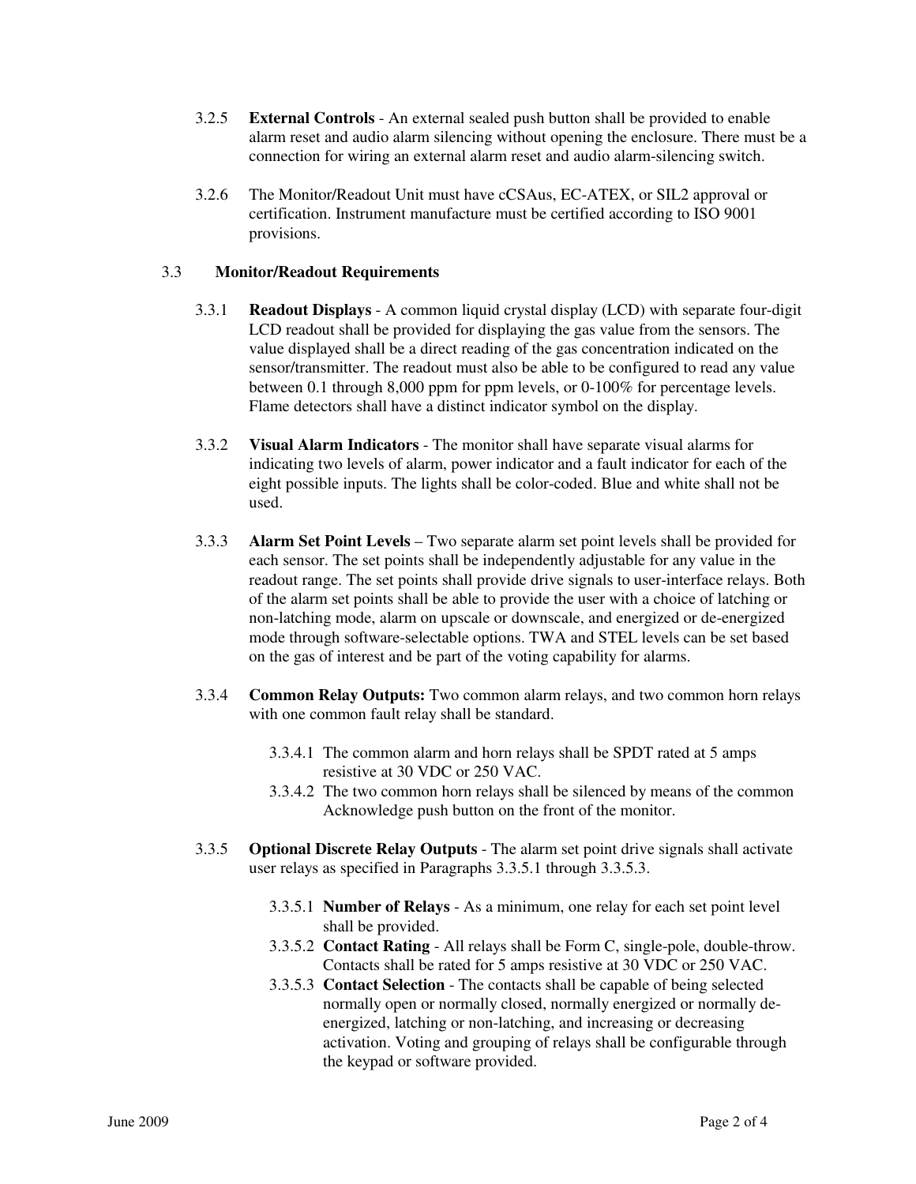3.2.5 **External Controls** - An external sealed push button shall be provided to enable alarm reset and audio alarm silencing without opening the enclosure. There must be a connection for wiring an external alarm reset and audio alarm-silencing switch.

3.2.6 The Monitor/Readout Unit must have cCSAus, EC-ATEX, or SIL2 approval or certification. Instrument manufacture must be certified according to ISO 9001 provisions.

### 3.3 Monitor/Readout Requirements

3.3.1 **Readout Displays** - A common liquid crystal display (LCD) with separate four-digit LCD readout shall be provided for displaying the gas value from the sensors. The value displayed shall be a direct reading of the gas concentration indicated on the sensor/transmitter. The readout must also be able to be configured to read any value between 0.1 through 8,000 ppm for ppm levels, or 0-100% for percentage levels. Flame detectors shall have a distinct indicator symbol on the display.

3.3.2 **Visual Alarm Indicators** - The monitor shall have separate visual alarms for indicating two levels of alarm, power indicator and a fault indicator for each of the eight possible inputs. The lights shall be color-coded. Blue and white shall not be used.

3.3.3 **Alarm Set Point Levels** – Two separate alarm set point levels shall be provided for each sensor. The set points shall be independently adjustable for any value in the readout range. The set points shall provide drive signals to user-interface relays. Both of the alarm set points shall be able to provide the user with a choice of latching or non-latching mode, alarm on upscale or downscale, and energized or de-energized mode through software-selectable options. TWA and STEL levels can be set based on the gas of interest and be part of the voting capability for alarms.

3.3.4 **Common Relay Outputs:** Two common alarm relays, and two common horn relays with one common fault relay shall be standard.

- 3.3.4.1 The common alarm and horn relays shall be SPDT rated at 5 amps resistive at 30 VDC or 250 VAC.
- 3.3.4.2 The two common horn relays shall be silenced by means of the common Acknowledge push button on the front of the monitor.

3.3.5 **Optional Discrete Relay Outputs** - The alarm set point drive signals shall activate user relays as specified in Paragraphs 3.3.5.1 through 3.3.5.3.

- 3.3.5.1 **Number of Relays** - As a minimum, one relay for each set point level shall be provided.
- 3.3.5.2 **Contact Rating** - All relays shall be Form C, single-pole, double-throw. Contacts shall be rated for 5 amps resistive at 30 VDC or 250 VAC.
- 3.3.5.3 **Contact Selection** - The contacts shall be capable of being selected normally open or normally closed, normally energized or normally de-energized, latching or non-latching, and increasing or decreasing activation. Voting and grouping of relays shall be configurable through the keypad or software provided.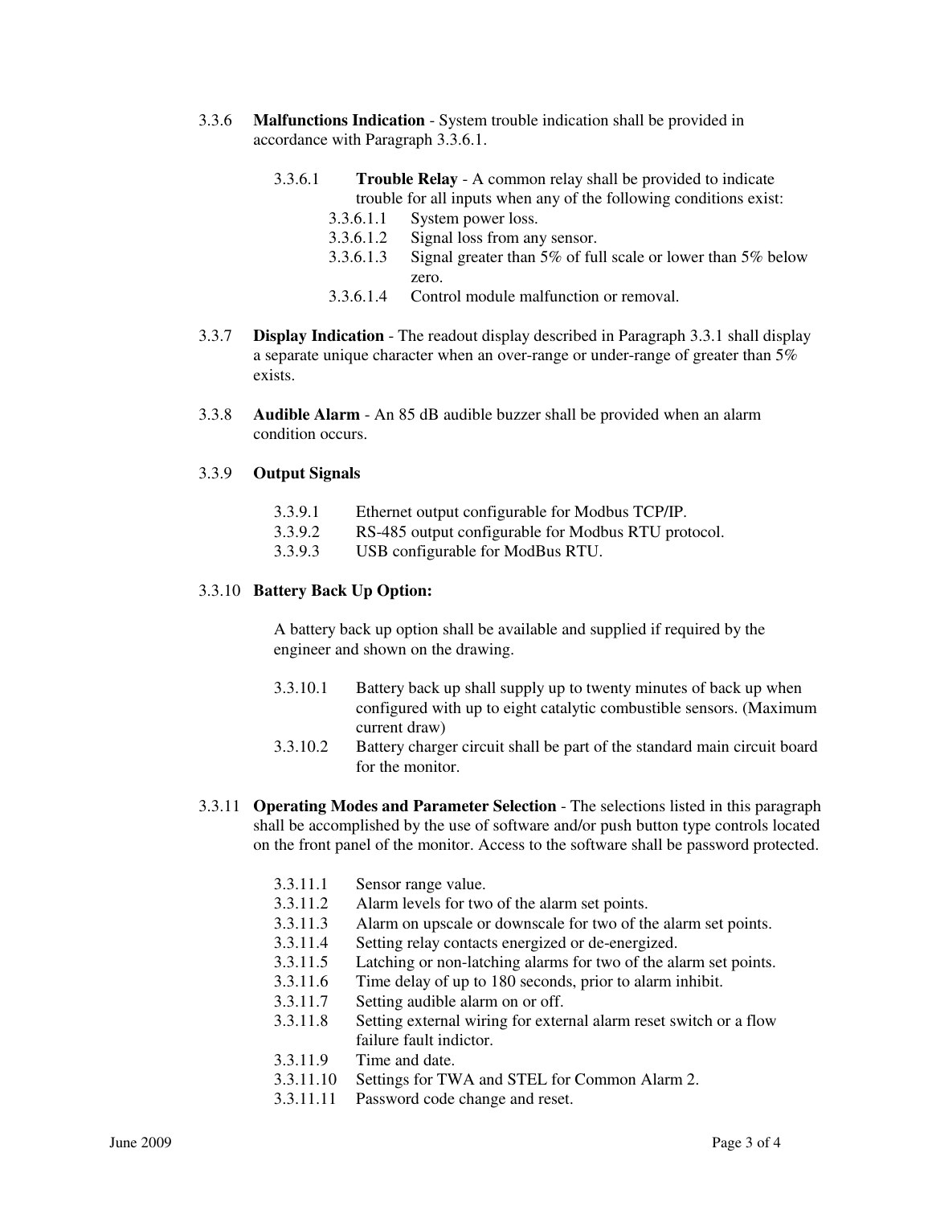3.3.6 **Malfunctions Indication** - System trouble indication shall be provided in accordance with Paragraph 3.3.6.1.

3.3.6.1 **Trouble Relay** - A common relay shall be provided to indicate trouble for all inputs when any of the following conditions exist:

3.3.6.1.1 System power loss.

3.3.6.1.2 Signal loss from any sensor.

3.3.6.1.3 Signal greater than 5% of full scale or lower than 5% below zero.

3.3.6.1.4 Control module malfunction or removal.

3.3.7 **Display Indication** - The readout display described in Paragraph 3.3.1 shall display a separate unique character when an over-range or under-range of greater than 5% exists.

3.3.8 **Audible Alarm** - An 85 dB audible buzzer shall be provided when an alarm condition occurs.

3.3.9 **Output Signals**

3.3.9.1 Ethernet output configurable for Modbus TCP/IP.

3.3.9.2 RS-485 output configurable for Modbus RTU protocol.

3.3.9.3 USB configurable for ModBus RTU.

3.3.10 **Battery Back Up Option:**

A battery back up option shall be available and supplied if required by the engineer and shown on the drawing.

3.3.10.1 Battery back up shall supply up to twenty minutes of back up when configured with up to eight catalytic combustible sensors. (Maximum current draw)

3.3.10.2 Battery charger circuit shall be part of the standard main circuit board for the monitor.

3.3.11 **Operating Modes and Parameter Selection** - The selections listed in this paragraph shall be accomplished by the use of software and/or push button type controls located on the front panel of the monitor. Access to the software shall be password protected.

3.3.11.1 Sensor range value.

3.3.11.2 Alarm levels for two of the alarm set points.

3.3.11.3 Alarm on upscale or downscale for two of the alarm set points.

3.3.11.4 Setting relay contacts energized or de-energized.

3.3.11.5 Latching or non-latching alarms for two of the alarm set points.

3.3.11.6 Time delay of up to 180 seconds, prior to alarm inhibit.

3.3.11.7 Setting audible alarm on or off.

3.3.11.8 Setting external wiring for external alarm reset switch or a flow failure fault indictor.

3.3.11.9 Time and date.

3.3.11.10 Settings for TWA and STEL for Common Alarm 2.

3.3.11.11 Password code change and reset.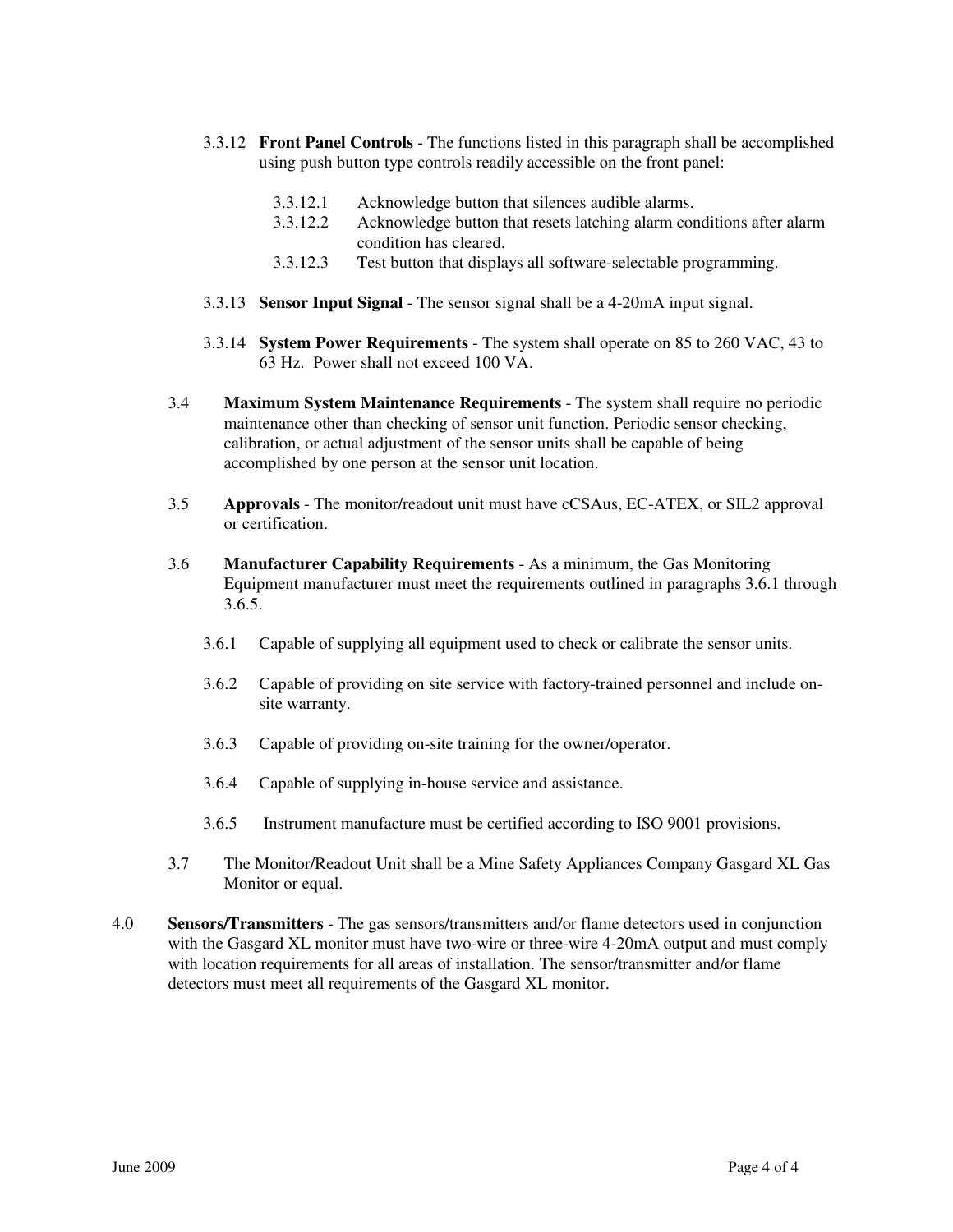3.3.12 **Front Panel Controls** - The functions listed in this paragraph shall be accomplished using push button type controls readily accessible on the front panel:

3.3.12.1 Acknowledge button that silences audible alarms.

3.3.12.2 Acknowledge button that resets latching alarm conditions after alarm condition has cleared.

3.3.12.3 Test button that displays all software-selectable programming.

3.3.13 **Sensor Input Signal** - The sensor signal shall be a 4-20mA input signal.

3.3.14 **System Power Requirements** - The system shall operate on 85 to 260 VAC, 43 to 63 Hz. Power shall not exceed 100 VA.

3.4 **Maximum System Maintenance Requirements** - The system shall require no periodic maintenance other than checking of sensor unit function. Periodic sensor checking, calibration, or actual adjustment of the sensor units shall be capable of being accomplished by one person at the sensor unit location.

3.5 **Approvals** - The monitor/readout unit must have cCSAus, EC-ATEX, or SIL2 approval or certification.

3.6 **Manufacturer Capability Requirements** - As a minimum, the Gas Monitoring Equipment manufacturer must meet the requirements outlined in paragraphs 3.6.1 through 3.6.5.

3.6.1 Capable of supplying all equipment used to check or calibrate the sensor units.

3.6.2 Capable of providing on site service with factory-trained personnel and include on-site warranty.

3.6.3 Capable of providing on-site training for the owner/operator.

3.6.4 Capable of supplying in-house service and assistance.

3.6.5 Instrument manufacture must be certified according to ISO 9001 provisions.

3.7 The Monitor/Readout Unit shall be a Mine Safety Appliances Company Gasgard XL Gas Monitor or equal.

4.0 **Sensors/Transmitters** - The gas sensors/transmitters and/or flame detectors used in conjunction with the Gasgard XL monitor must have two-wire or three-wire 4-20mA output and must comply with location requirements for all areas of installation. The sensor/transmitter and/or flame detectors must meet all requirements of the Gasgard XL monitor.